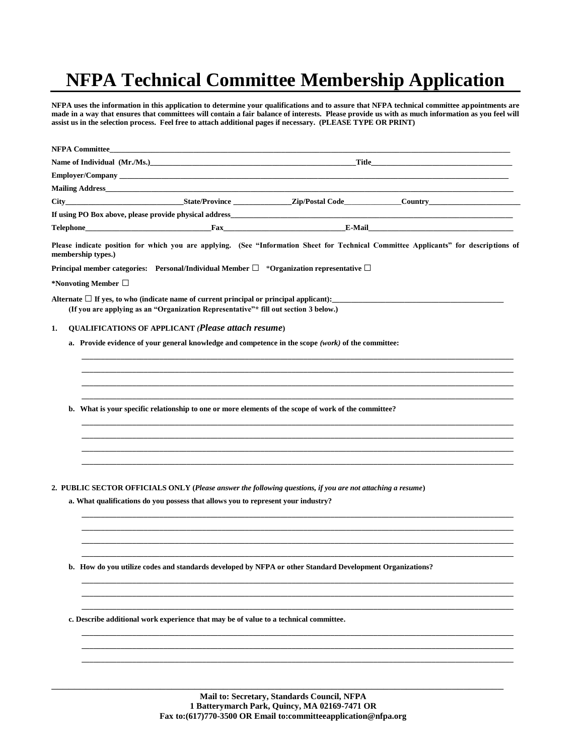# NFPA Technical Committee Membership Application

**NFPA uses the information in this application to determine your qualifications and to assure that NFPA technical committee appointments are made in a way that ensures that committees will contain a fair balance of interests. Please provide us with as much information as you feel will assist us in the selection process. Feel free to attach additional pages if necessary. (PLEASE TYPE OR PRINT)**

**NFPA Committee**___________________________________________________________________________

**Name of Individual (Mr./Ms.)**______________________________________ **Title**__________________________

**Employer/Company** ________________________________________________________________________

**Mailing Address**___________________________________________________________________________

**City**____________________ **State/Province** ___________ **Zip/Postal Code**___________ **Country**_______________

**If using PO Box above, please provide physical address**_____________________________________________

**Telephone**______________________ **Fax**______________________ **E-Mail**__________________________

**Please indicate position for which you are applying. (See "Information Sheet for Technical Committee Applicants" for descriptions of membership types.)**

**Principal member categories: Personal/Individual Member ☐ \*Organization representative ☐**

**\*Nonvoting Member ☐**

**Alternate ☐ If yes, to who (indicate name of current principal or principal applicant):**______________________________
**(If you are applying as an "Organization Representative"\* fill out section 3 below.)**

**1. QUALIFICATIONS OF APPLICANT** ***(Please attach resume)***

**a. Provide evidence of your general knowledge and competence in the scope *(work)* of the committee:**

_____________________________________________________________________________________
_____________________________________________________________________________________
_____________________________________________________________________________________
_____________________________________________________________________________________

**b. What is your specific relationship to one or more elements of the scope of work of the committee?**

_____________________________________________________________________________________
_____________________________________________________________________________________
_____________________________________________________________________________________
_____________________________________________________________________________________

**2. PUBLIC SECTOR OFFICIALS ONLY (*Please answer the following questions, if you are not attaching a resume*)**

**a. What qualifications do you possess that allows you to represent your industry?**

_____________________________________________________________________________________
_____________________________________________________________________________________
_____________________________________________________________________________________
_____________________________________________________________________________________

**b. How do you utilize codes and standards developed by NFPA or other Standard Development Organizations?**

_____________________________________________________________________________________
_____________________________________________________________________________________
_____________________________________________________________________________________

**c. Describe additional work experience that may be of value to a technical committee.**

_____________________________________________________________________________________
_____________________________________________________________________________________
_____________________________________________________________________________________

**Mail to: Secretary, Standards Council, NFPA**
**1 Batterymarch Park, Quincy, MA 02169-7471 OR**
**Fax to:(617)770-3500 OR Email to:committeeapplication@nfpa.org**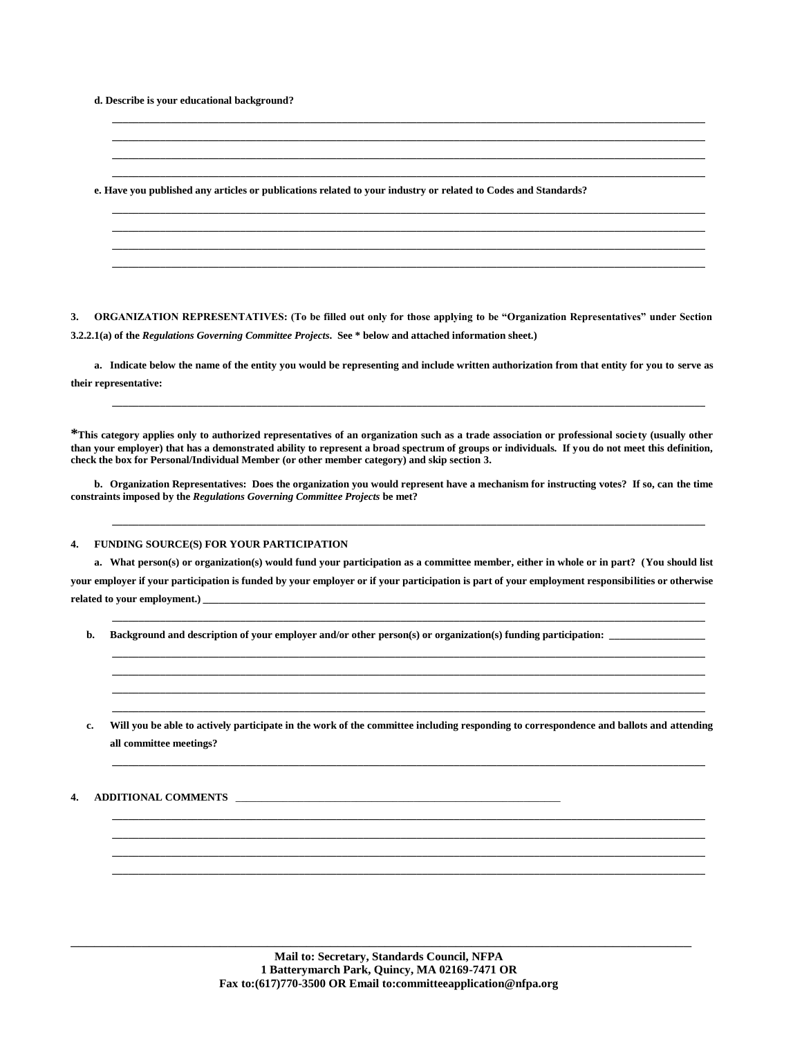**d. Describe is your educational background?**

\_\_\_\_\_\_\_\_\_\_\_\_\_\_\_\_\_\_\_\_\_\_\_\_\_\_\_\_\_\_\_\_\_\_\_\_\_\_\_\_\_\_\_\_\_\_\_\_\_\_\_\_\_\_\_\_\_\_\_\_\_\_\_\_\_\_\_\_\_\_\_\_\_\_\_\_\_\_

\_\_\_\_\_\_\_\_\_\_\_\_\_\_\_\_\_\_\_\_\_\_\_\_\_\_\_\_\_\_\_\_\_\_\_\_\_\_\_\_\_\_\_\_\_\_\_\_\_\_\_\_\_\_\_\_\_\_\_\_\_\_\_\_\_\_\_\_\_\_\_\_\_\_\_\_\_\_

\_\_\_\_\_\_\_\_\_\_\_\_\_\_\_\_\_\_\_\_\_\_\_\_\_\_\_\_\_\_\_\_\_\_\_\_\_\_\_\_\_\_\_\_\_\_\_\_\_\_\_\_\_\_\_\_\_\_\_\_\_\_\_\_\_\_\_\_\_\_\_\_\_\_\_\_\_\_

\_\_\_\_\_\_\_\_\_\_\_\_\_\_\_\_\_\_\_\_\_\_\_\_\_\_\_\_\_\_\_\_\_\_\_\_\_\_\_\_\_\_\_\_\_\_\_\_\_\_\_\_\_\_\_\_\_\_\_\_\_\_\_\_\_\_\_\_\_\_\_\_\_\_\_\_\_\_

**e. Have you published any articles or publications related to your industry or related to Codes and Standards?**

\_\_\_\_\_\_\_\_\_\_\_\_\_\_\_\_\_\_\_\_\_\_\_\_\_\_\_\_\_\_\_\_\_\_\_\_\_\_\_\_\_\_\_\_\_\_\_\_\_\_\_\_\_\_\_\_\_\_\_\_\_\_\_\_\_\_\_\_\_\_\_\_\_\_\_\_\_\_

\_\_\_\_\_\_\_\_\_\_\_\_\_\_\_\_\_\_\_\_\_\_\_\_\_\_\_\_\_\_\_\_\_\_\_\_\_\_\_\_\_\_\_\_\_\_\_\_\_\_\_\_\_\_\_\_\_\_\_\_\_\_\_\_\_\_\_\_\_\_\_\_\_\_\_\_\_\_

\_\_\_\_\_\_\_\_\_\_\_\_\_\_\_\_\_\_\_\_\_\_\_\_\_\_\_\_\_\_\_\_\_\_\_\_\_\_\_\_\_\_\_\_\_\_\_\_\_\_\_\_\_\_\_\_\_\_\_\_\_\_\_\_\_\_\_\_\_\_\_\_\_\_\_\_\_\_

\_\_\_\_\_\_\_\_\_\_\_\_\_\_\_\_\_\_\_\_\_\_\_\_\_\_\_\_\_\_\_\_\_\_\_\_\_\_\_\_\_\_\_\_\_\_\_\_\_\_\_\_\_\_\_\_\_\_\_\_\_\_\_\_\_\_\_\_\_\_\_\_\_\_\_\_\_\_

**3. ORGANIZATION REPRESENTATIVES: (To be filled out only for those applying to be "Organization Representatives" under Section 3.2.2.1(a) of the *Regulations Governing Committee Projects*. See \* below and attached information sheet.)**

**a. Indicate below the name of the entity you would be representing and include written authorization from that entity for you to serve as their representative:**

\_\_\_\_\_\_\_\_\_\_\_\_\_\_\_\_\_\_\_\_\_\_\_\_\_\_\_\_\_\_\_\_\_\_\_\_\_\_\_\_\_\_\_\_\_\_\_\_\_\_\_\_\_\_\_\_\_\_\_\_\_\_\_\_\_\_\_\_\_\_\_\_\_\_\_\_\_\_

**\*This category applies only to authorized representatives of an organization such as a trade association or professional society (usually other than your employer) that has a demonstrated ability to represent a broad spectrum of groups or individuals. If you do not meet this definition, check the box for Personal/Individual Member (or other member category) and skip section 3.**

**b. Organization Representatives: Does the organization you would represent have a mechanism for instructing votes? If so, can the time constraints imposed by the *Regulations Governing Committee Projects* be met?**

\_\_\_\_\_\_\_\_\_\_\_\_\_\_\_\_\_\_\_\_\_\_\_\_\_\_\_\_\_\_\_\_\_\_\_\_\_\_\_\_\_\_\_\_\_\_\_\_\_\_\_\_\_\_\_\_\_\_\_\_\_\_\_\_\_\_\_\_\_\_\_\_\_\_\_\_\_\_

**4. FUNDING SOURCE(S) FOR YOUR PARTICIPATION**

**a. What person(s) or organization(s) would fund your participation as a committee member, either in whole or in part? (You should list your employer if your participation is funded by your employer or if your participation is part of your employment responsibilities or otherwise related to your employment.)** \_\_\_\_\_\_\_\_\_\_\_\_\_\_\_\_\_\_\_\_\_\_\_\_\_\_\_\_\_\_\_\_\_\_\_\_\_\_\_\_

\_\_\_\_\_\_\_\_\_\_\_\_\_\_\_\_\_\_\_\_\_\_\_\_\_\_\_\_\_\_\_\_\_\_\_\_\_\_\_\_\_\_\_\_\_\_\_\_\_\_\_\_\_\_\_\_\_\_\_\_\_\_\_\_\_\_\_\_\_\_\_\_\_\_\_\_\_\_

**b. Background and description of your employer and/or other person(s) or organization(s) funding participation:** \_\_\_\_\_\_\_\_\_\_\_\_\_\_\_\_\_\_

\_\_\_\_\_\_\_\_\_\_\_\_\_\_\_\_\_\_\_\_\_\_\_\_\_\_\_\_\_\_\_\_\_\_\_\_\_\_\_\_\_\_\_\_\_\_\_\_\_\_\_\_\_\_\_\_\_\_\_\_\_\_\_\_\_\_\_\_\_\_\_\_\_\_\_\_\_\_

\_\_\_\_\_\_\_\_\_\_\_\_\_\_\_\_\_\_\_\_\_\_\_\_\_\_\_\_\_\_\_\_\_\_\_\_\_\_\_\_\_\_\_\_\_\_\_\_\_\_\_\_\_\_\_\_\_\_\_\_\_\_\_\_\_\_\_\_\_\_\_\_\_\_\_\_\_\_

\_\_\_\_\_\_\_\_\_\_\_\_\_\_\_\_\_\_\_\_\_\_\_\_\_\_\_\_\_\_\_\_\_\_\_\_\_\_\_\_\_\_\_\_\_\_\_\_\_\_\_\_\_\_\_\_\_\_\_\_\_\_\_\_\_\_\_\_\_\_\_\_\_\_\_\_\_\_

\_\_\_\_\_\_\_\_\_\_\_\_\_\_\_\_\_\_\_\_\_\_\_\_\_\_\_\_\_\_\_\_\_\_\_\_\_\_\_\_\_\_\_\_\_\_\_\_\_\_\_\_\_\_\_\_\_\_\_\_\_\_\_\_\_\_\_\_\_\_\_\_\_\_\_\_\_\_

**c. Will you be able to actively participate in the work of the committee including responding to correspondence and ballots and attending all committee meetings?**

\_\_\_\_\_\_\_\_\_\_\_\_\_\_\_\_\_\_\_\_\_\_\_\_\_\_\_\_\_\_\_\_\_\_\_\_\_\_\_\_\_\_\_\_\_\_\_\_\_\_\_\_\_\_\_\_\_\_\_\_\_\_\_\_\_\_\_\_\_\_\_\_\_\_\_\_\_\_

**4. ADDITIONAL COMMENTS** \_\_\_\_\_\_\_\_\_\_\_\_\_\_\_\_\_\_\_\_\_\_\_\_\_\_\_\_\_\_\_\_\_\_\_\_\_\_\_\_\_\_\_\_\_\_\_\_\_\_\_\_\_\_\_\_

\_\_\_\_\_\_\_\_\_\_\_\_\_\_\_\_\_\_\_\_\_\_\_\_\_\_\_\_\_\_\_\_\_\_\_\_\_\_\_\_\_\_\_\_\_\_\_\_\_\_\_\_\_\_\_\_\_\_\_\_\_\_\_\_\_\_\_\_\_\_\_\_\_\_\_\_\_\_

\_\_\_\_\_\_\_\_\_\_\_\_\_\_\_\_\_\_\_\_\_\_\_\_\_\_\_\_\_\_\_\_\_\_\_\_\_\_\_\_\_\_\_\_\_\_\_\_\_\_\_\_\_\_\_\_\_\_\_\_\_\_\_\_\_\_\_\_\_\_\_\_\_\_\_\_\_\_

\_\_\_\_\_\_\_\_\_\_\_\_\_\_\_\_\_\_\_\_\_\_\_\_\_\_\_\_\_\_\_\_\_\_\_\_\_\_\_\_\_\_\_\_\_\_\_\_\_\_\_\_\_\_\_\_\_\_\_\_\_\_\_\_\_\_\_\_\_\_\_\_\_\_\_\_\_\_

\_\_\_\_\_\_\_\_\_\_\_\_\_\_\_\_\_\_\_\_\_\_\_\_\_\_\_\_\_\_\_\_\_\_\_\_\_\_\_\_\_\_\_\_\_\_\_\_\_\_\_\_\_\_\_\_\_\_\_\_\_\_\_\_\_\_\_\_\_\_\_\_\_\_\_\_\_\_

**Mail to: Secretary, Standards Council, NFPA**
**1 Batterymarch Park, Quincy, MA 02169-7471 OR**
**Fax to:(617)770-3500 OR Email to:committeeapplication@nfpa.org**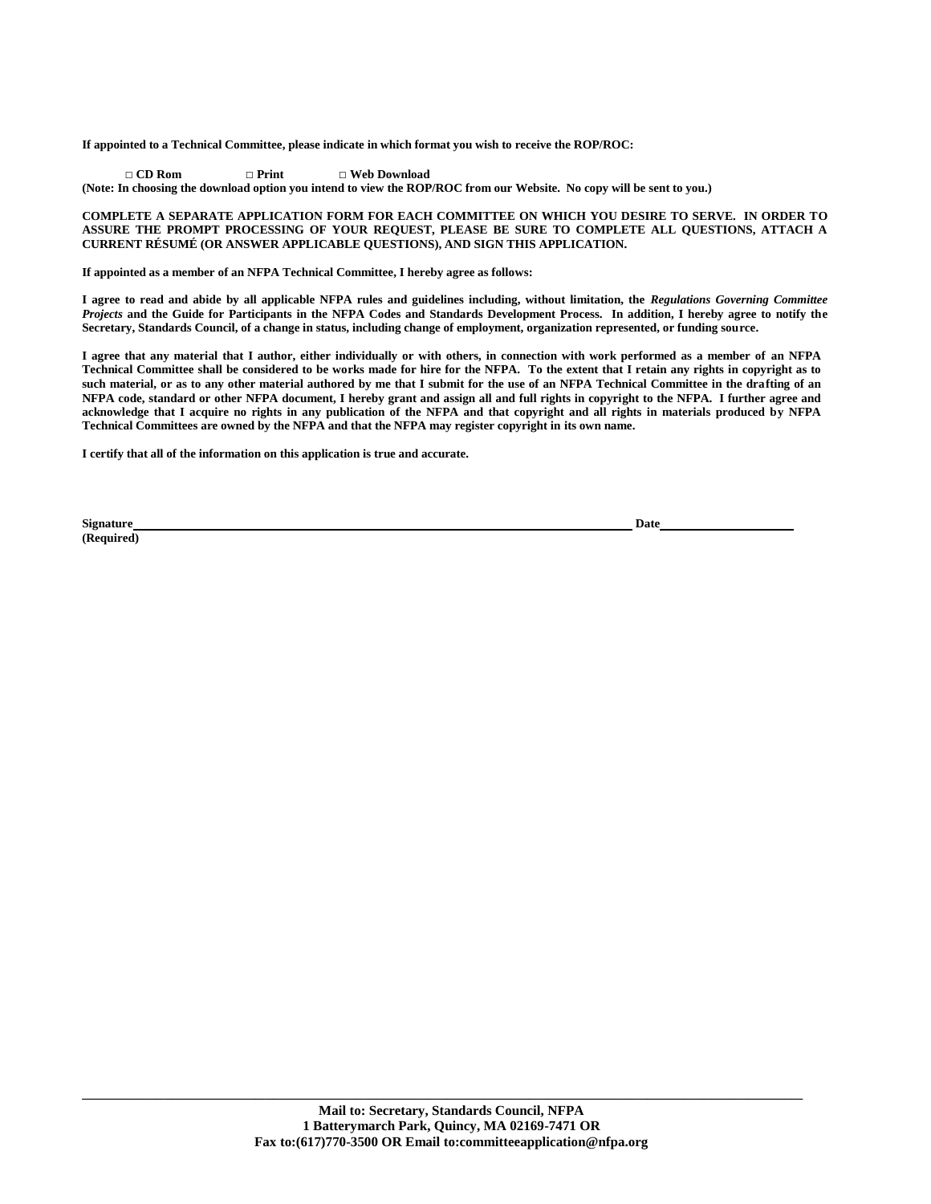**If appointed to a Technical Committee, please indicate in which format you wish to receive the ROP/ROC:**

**□ CD Rom  □ Print  □ Web Download**

**(Note: In choosing the download option you intend to view the ROP/ROC from our Website. No copy will be sent to you.)**

**COMPLETE A SEPARATE APPLICATION FORM FOR EACH COMMITTEE ON WHICH YOU DESIRE TO SERVE. IN ORDER TO ASSURE THE PROMPT PROCESSING OF YOUR REQUEST, PLEASE BE SURE TO COMPLETE ALL QUESTIONS, ATTACH A CURRENT RÉSUMÉ (OR ANSWER APPLICABLE QUESTIONS), AND SIGN THIS APPLICATION.**

**If appointed as a member of an NFPA Technical Committee, I hereby agree as follows:**

**I agree to read and abide by all applicable NFPA rules and guidelines including, without limitation, the *Regulations Governing Committee Projects* and the Guide for Participants in the NFPA Codes and Standards Development Process. In addition, I hereby agree to notify the Secretary, Standards Council, of a change in status, including change of employment, organization represented, or funding source.**

**I agree that any material that I author, either individually or with others, in connection with work performed as a member of an NFPA Technical Committee shall be considered to be works made for hire for the NFPA. To the extent that I retain any rights in copyright as to such material, or as to any other material authored by me that I submit for the use of an NFPA Technical Committee in the drafting of an NFPA code, standard or other NFPA document, I hereby grant and assign all and full rights in copyright to the NFPA. I further agree and acknowledge that I acquire no rights in any publication of the NFPA and that copyright and all rights in materials produced by NFPA Technical Committees are owned by the NFPA and that the NFPA may register copyright in its own name.**

**I certify that all of the information on this application is true and accurate.**

**Signature**\_\_\_\_\_\_\_\_\_\_\_\_\_\_\_\_\_\_\_\_\_\_\_\_\_\_\_\_\_\_\_\_\_\_\_\_\_\_\_\_ **Date**\_\_\_\_\_\_\_\_\_\_\_\_\_\_\_\_\_\_\_\_
**(Required)**

---

**Mail to: Secretary, Standards Council, NFPA**
**1 Batterymarch Park, Quincy, MA 02169-7471 OR**
**Fax to:(617)770-3500 OR Email to:committeeapplication@nfpa.org**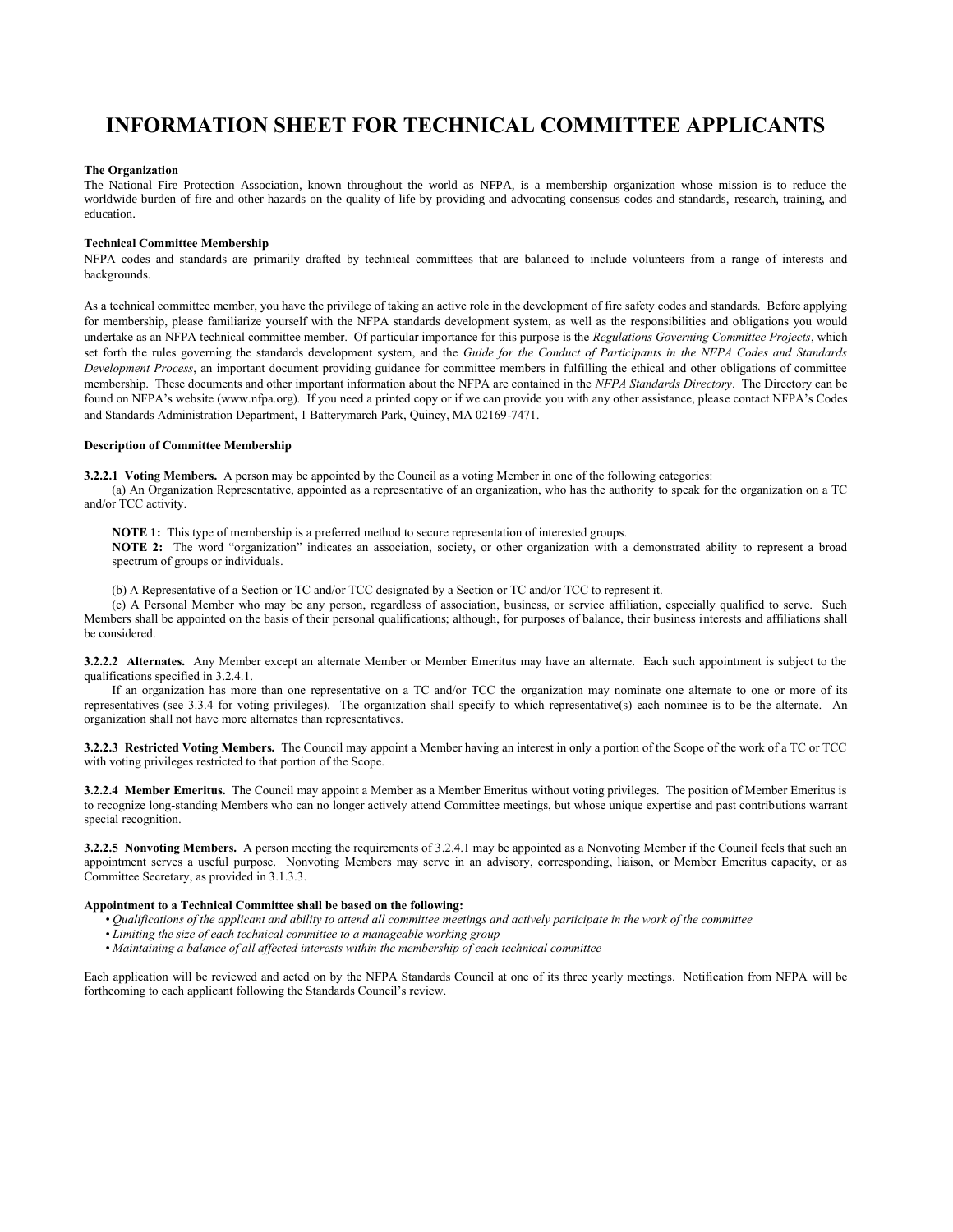# INFORMATION SHEET FOR TECHNICAL COMMITTEE APPLICANTS

**The Organization**

The National Fire Protection Association, known throughout the world as NFPA, is a membership organization whose mission is to reduce the worldwide burden of fire and other hazards on the quality of life by providing and advocating consensus codes and standards, research, training, and education.

**Technical Committee Membership**

NFPA codes and standards are primarily drafted by technical committees that are balanced to include volunteers from a range of interests and backgrounds.

As a technical committee member, you have the privilege of taking an active role in the development of fire safety codes and standards. Before applying for membership, please familiarize yourself with the NFPA standards development system, as well as the responsibilities and obligations you would undertake as an NFPA technical committee member. Of particular importance for this purpose is the *Regulations Governing Committee Projects*, which set forth the rules governing the standards development system, and the *Guide for the Conduct of Participants in the NFPA Codes and Standards Development Process*, an important document providing guidance for committee members in fulfilling the ethical and other obligations of committee membership. These documents and other important information about the NFPA are contained in the *NFPA Standards Directory*. The Directory can be found on NFPA's website (www.nfpa.org). If you need a printed copy or if we can provide you with any other assistance, please contact NFPA's Codes and Standards Administration Department, 1 Batterymarch Park, Quincy, MA 02169-7471.

**Description of Committee Membership**

**3.2.2.1 Voting Members.** A person may be appointed by the Council as a voting Member in one of the following categories:

(a) An Organization Representative, appointed as a representative of an organization, who has the authority to speak for the organization on a TC and/or TCC activity.

> **NOTE 1:** This type of membership is a preferred method to secure representation of interested groups.
> **NOTE 2:** The word "organization" indicates an association, society, or other organization with a demonstrated ability to represent a broad spectrum of groups or individuals.

(b) A Representative of a Section or TC and/or TCC designated by a Section or TC and/or TCC to represent it.

(c) A Personal Member who may be any person, regardless of association, business, or service affiliation, especially qualified to serve. Such Members shall be appointed on the basis of their personal qualifications; although, for purposes of balance, their business interests and affiliations shall be considered.

**3.2.2.2 Alternates.** Any Member except an alternate Member or Member Emeritus may have an alternate. Each such appointment is subject to the qualifications specified in 3.2.4.1.

If an organization has more than one representative on a TC and/or TCC the organization may nominate one alternate to one or more of its representatives (see 3.3.4 for voting privileges). The organization shall specify to which representative(s) each nominee is to be the alternate. An organization shall not have more alternates than representatives.

**3.2.2.3 Restricted Voting Members.** The Council may appoint a Member having an interest in only a portion of the Scope of the work of a TC or TCC with voting privileges restricted to that portion of the Scope.

**3.2.2.4 Member Emeritus.** The Council may appoint a Member as a Member Emeritus without voting privileges. The position of Member Emeritus is to recognize long-standing Members who can no longer actively attend Committee meetings, but whose unique expertise and past contributions warrant special recognition.

**3.2.2.5 Nonvoting Members.** A person meeting the requirements of 3.2.4.1 may be appointed as a Nonvoting Member if the Council feels that such an appointment serves a useful purpose. Nonvoting Members may serve in an advisory, corresponding, liaison, or Member Emeritus capacity, or as Committee Secretary, as provided in 3.1.3.3.

**Appointment to a Technical Committee shall be based on the following:**

- *Qualifications of the applicant and ability to attend all committee meetings and actively participate in the work of the committee*
- *Limiting the size of each technical committee to a manageable working group*
- *Maintaining a balance of all affected interests within the membership of each technical committee*

Each application will be reviewed and acted on by the NFPA Standards Council at one of its three yearly meetings. Notification from NFPA will be forthcoming to each applicant following the Standards Council's review.